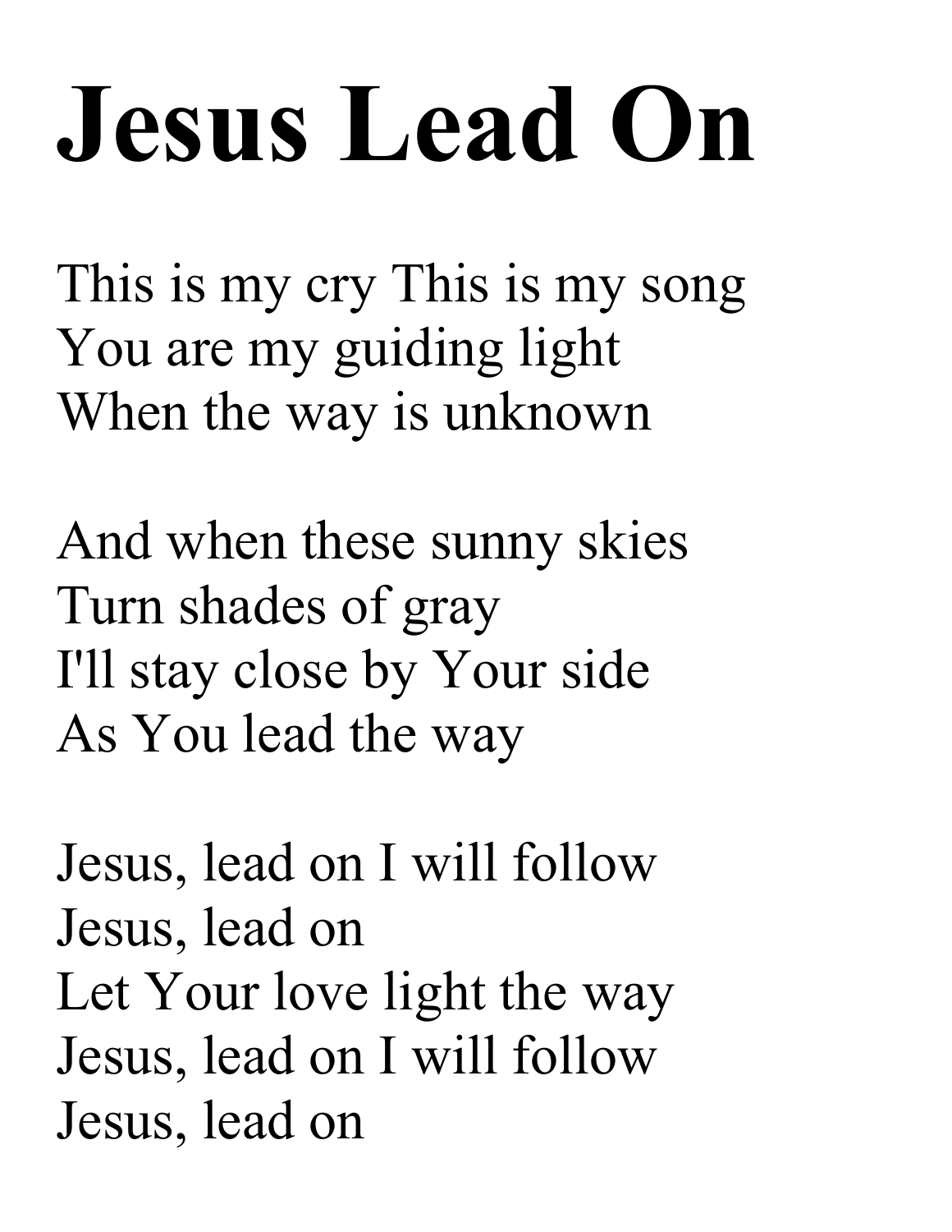# Jesus Lead On

This is my cry This is my song
You are my guiding light
When the way is unknown

And when these sunny skies
Turn shades of gray
I'll stay close by Your side
As You lead the way

Jesus, lead on I will follow
Jesus, lead on
Let Your love light the way
Jesus, lead on I will follow
Jesus, lead on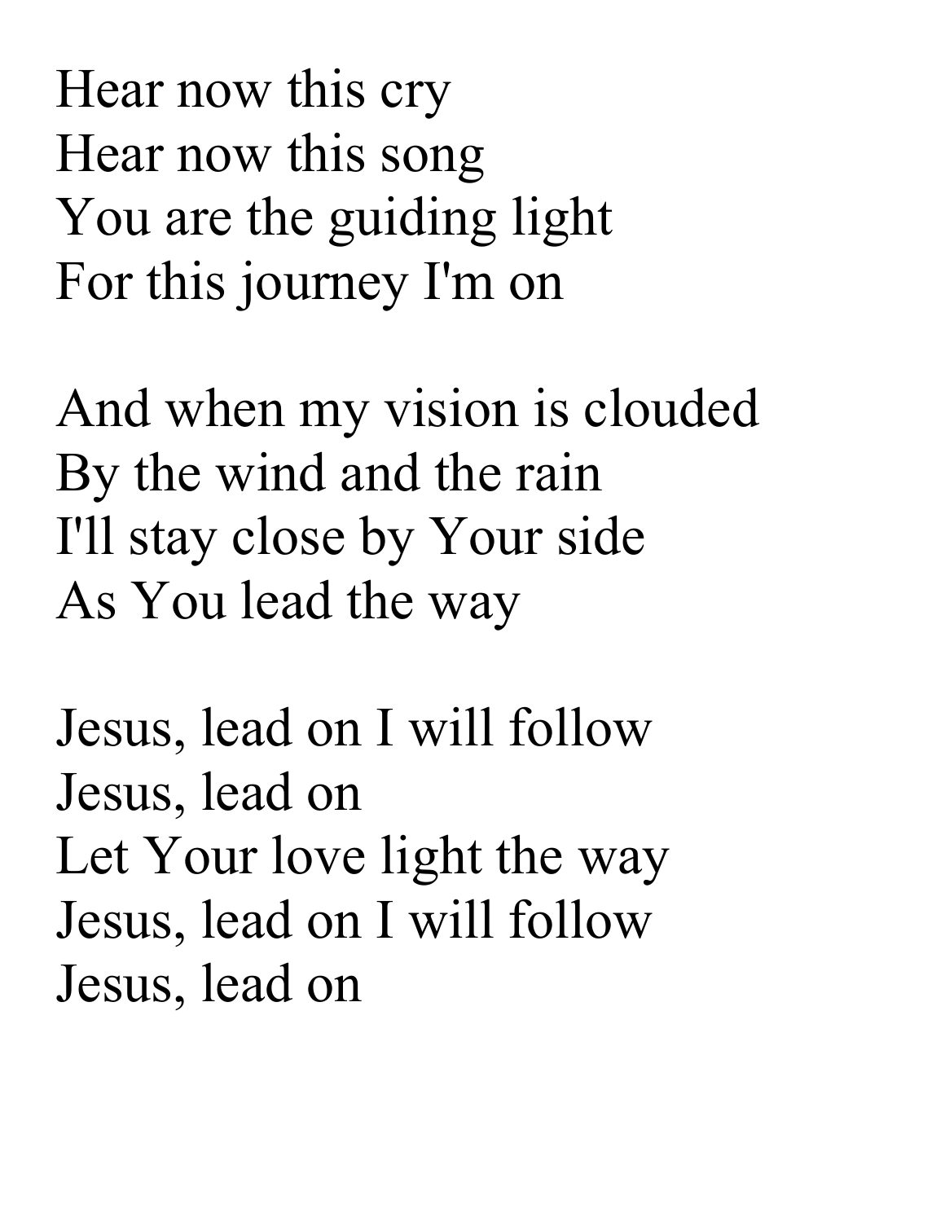Hear now this cry
Hear now this song
You are the guiding light
For this journey I'm on

And when my vision is clouded
By the wind and the rain
I'll stay close by Your side
As You lead the way

Jesus, lead on I will follow
Jesus, lead on
Let Your love light the way
Jesus, lead on I will follow
Jesus, lead on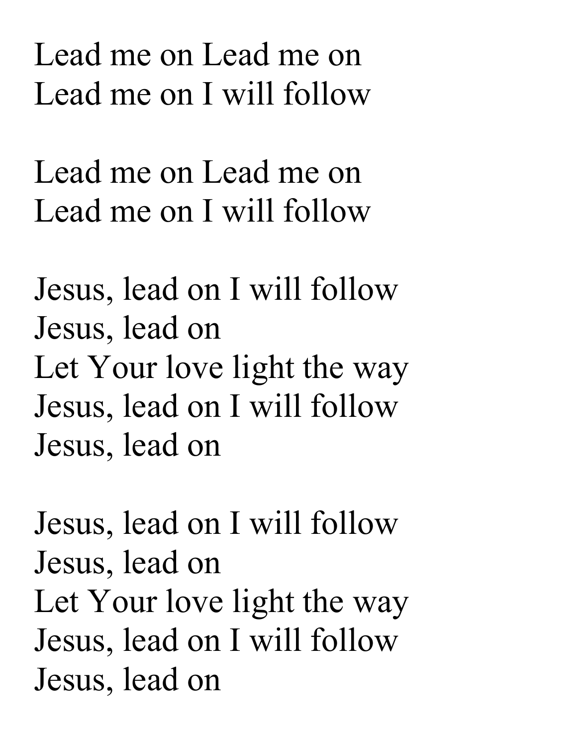Lead me on Lead me on
Lead me on I will follow

Lead me on Lead me on
Lead me on I will follow

Jesus, lead on I will follow
Jesus, lead on
Let Your love light the way
Jesus, lead on I will follow
Jesus, lead on

Jesus, lead on I will follow
Jesus, lead on
Let Your love light the way
Jesus, lead on I will follow
Jesus, lead on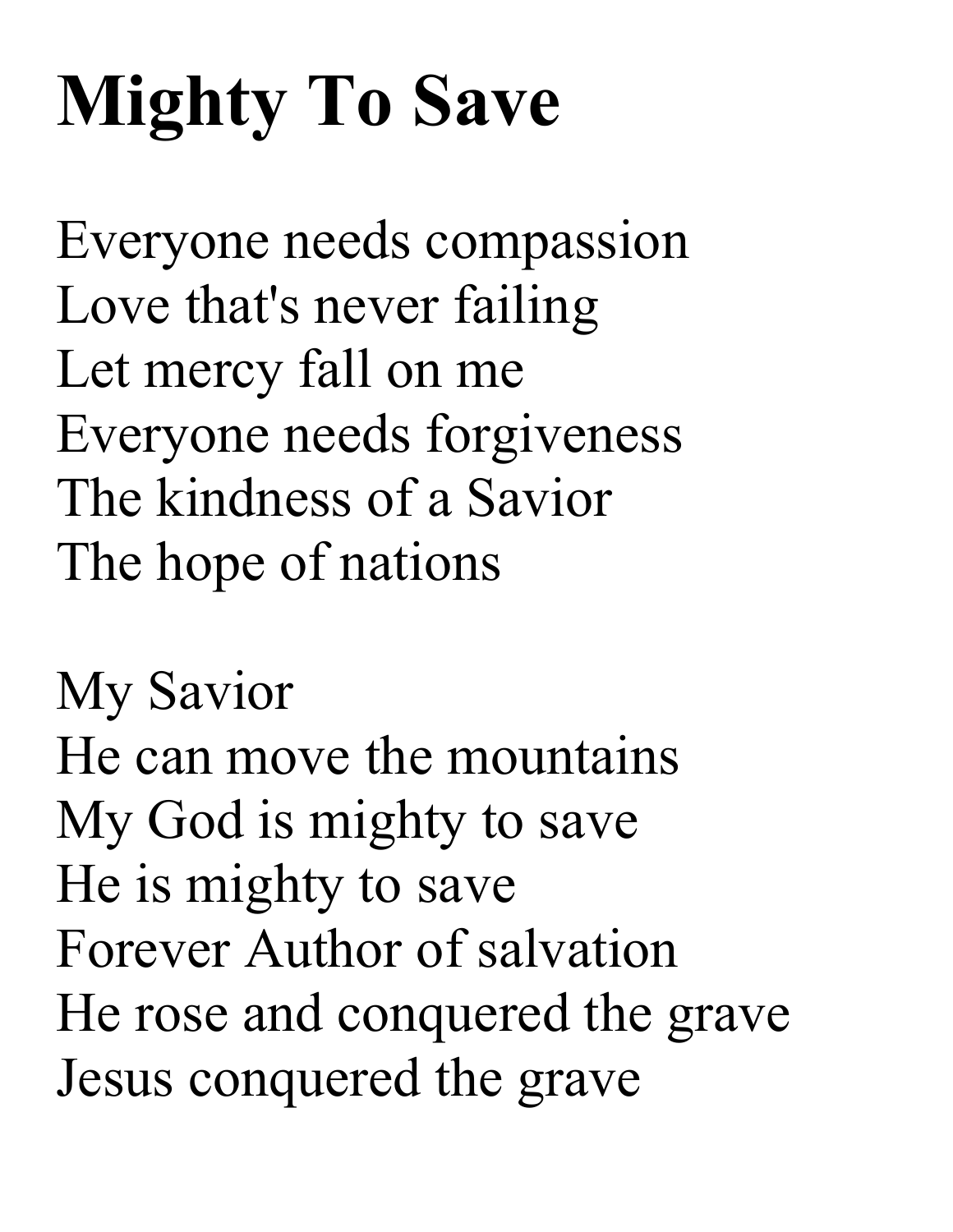# Mighty To Save

Everyone needs compassion
Love that's never failing
Let mercy fall on me
Everyone needs forgiveness
The kindness of a Savior
The hope of nations

My Savior
He can move the mountains
My God is mighty to save
He is mighty to save
Forever Author of salvation
He rose and conquered the grave
Jesus conquered the grave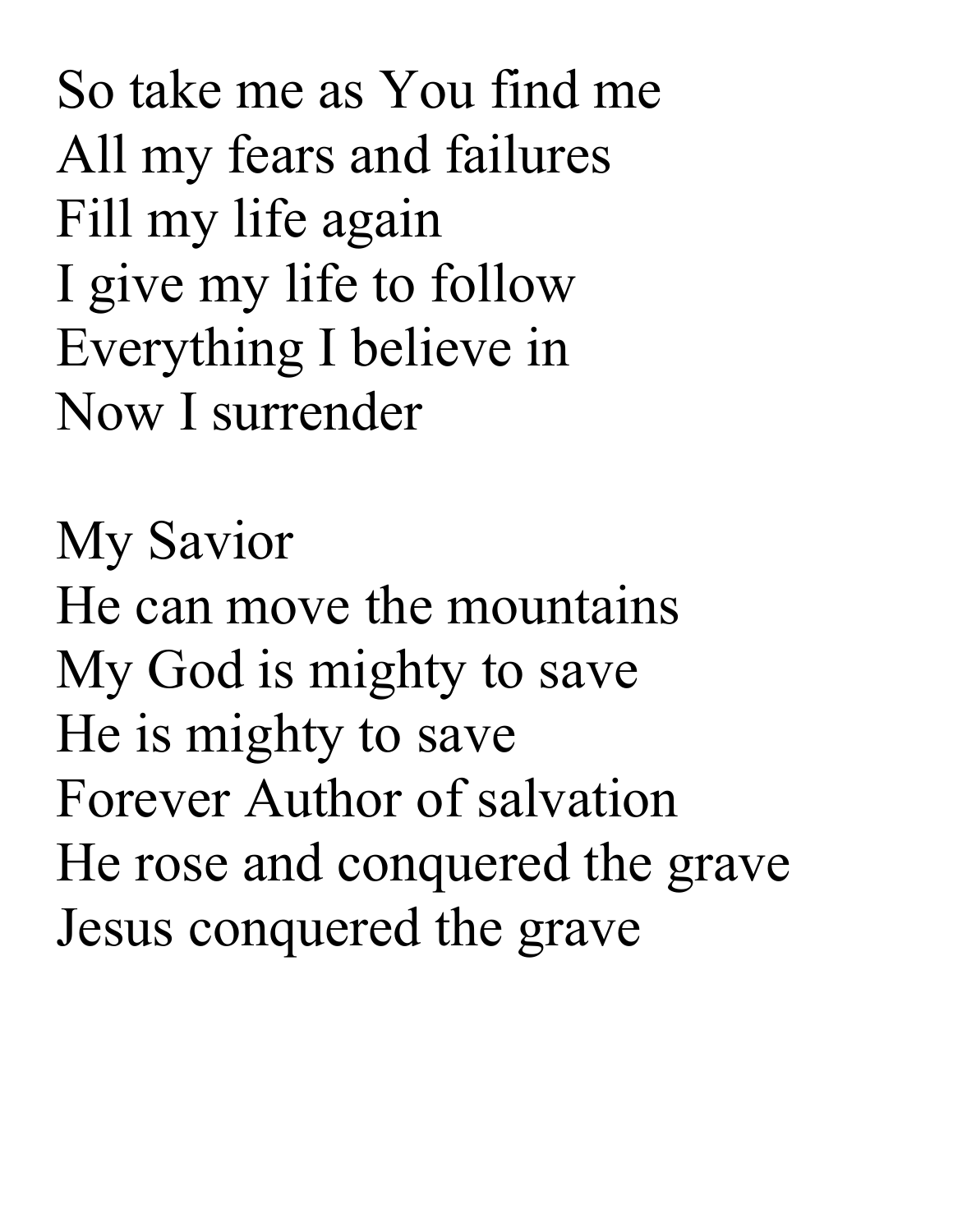So take me as You find me
All my fears and failures
Fill my life again
I give my life to follow
Everything I believe in
Now I surrender

My Savior
He can move the mountains
My God is mighty to save
He is mighty to save
Forever Author of salvation
He rose and conquered the grave
Jesus conquered the grave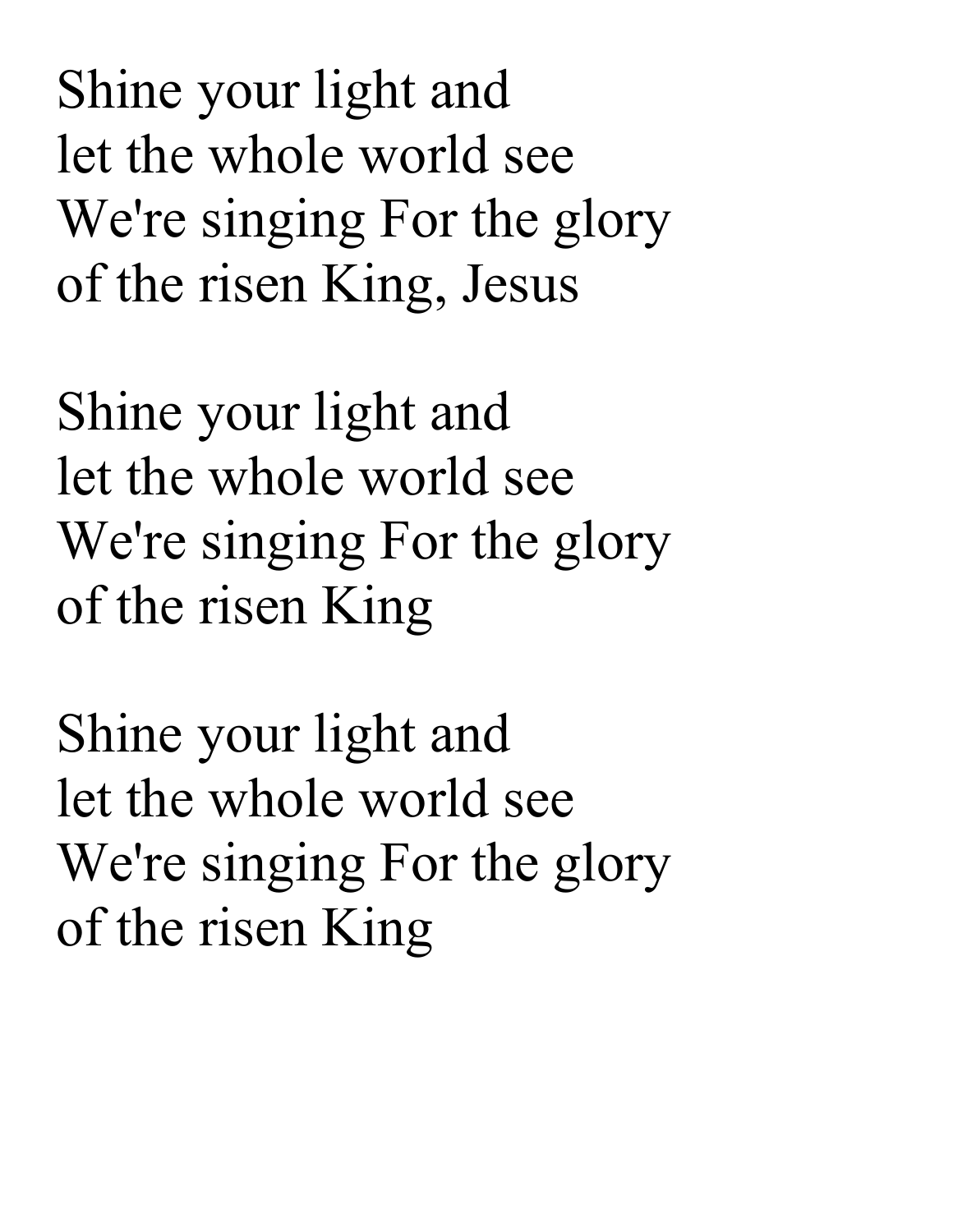Shine your light and
let the whole world see
We're singing For the glory
of the risen King, Jesus

Shine your light and
let the whole world see
We're singing For the glory
of the risen King

Shine your light and
let the whole world see
We're singing For the glory
of the risen King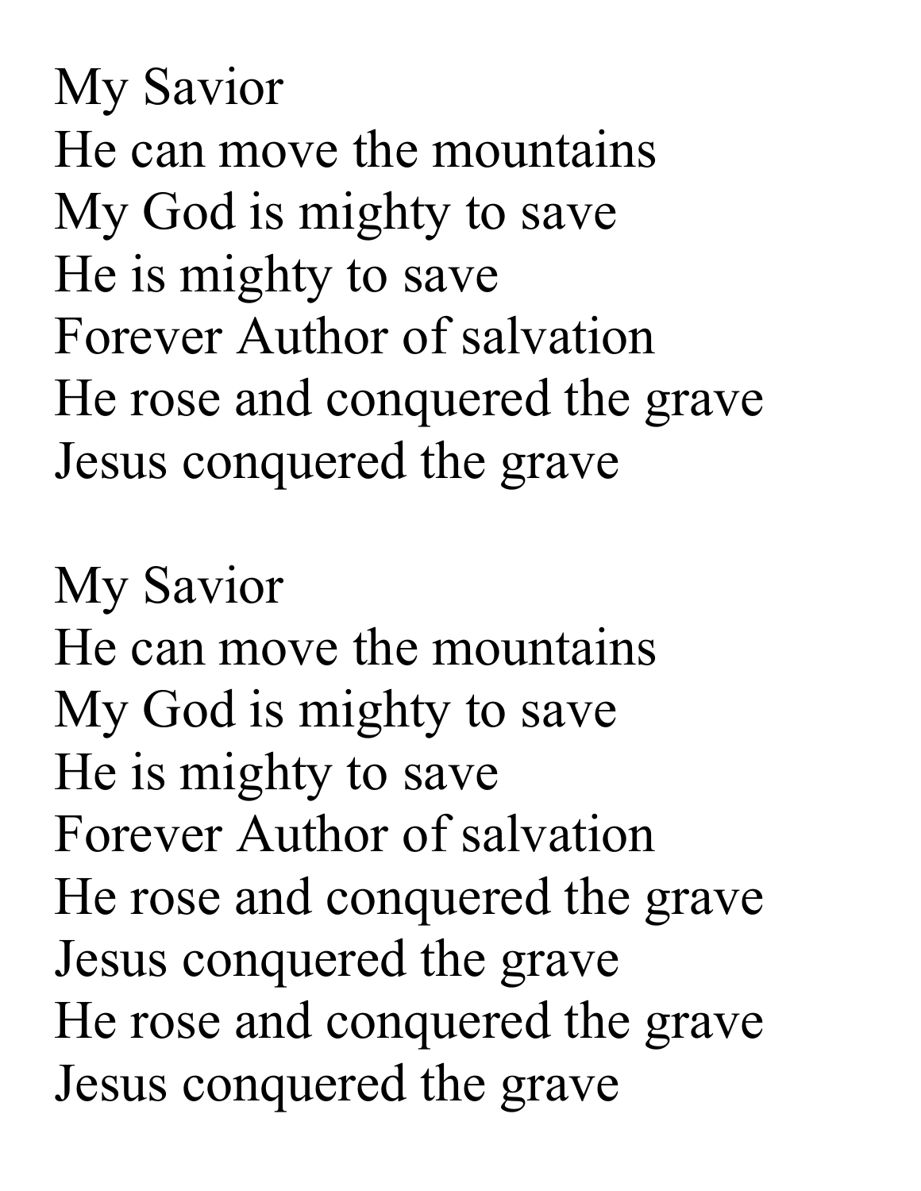My Savior
He can move the mountains
My God is mighty to save
He is mighty to save
Forever Author of salvation
He rose and conquered the grave
Jesus conquered the grave

My Savior
He can move the mountains
My God is mighty to save
He is mighty to save
Forever Author of salvation
He rose and conquered the grave
Jesus conquered the grave
He rose and conquered the grave
Jesus conquered the grave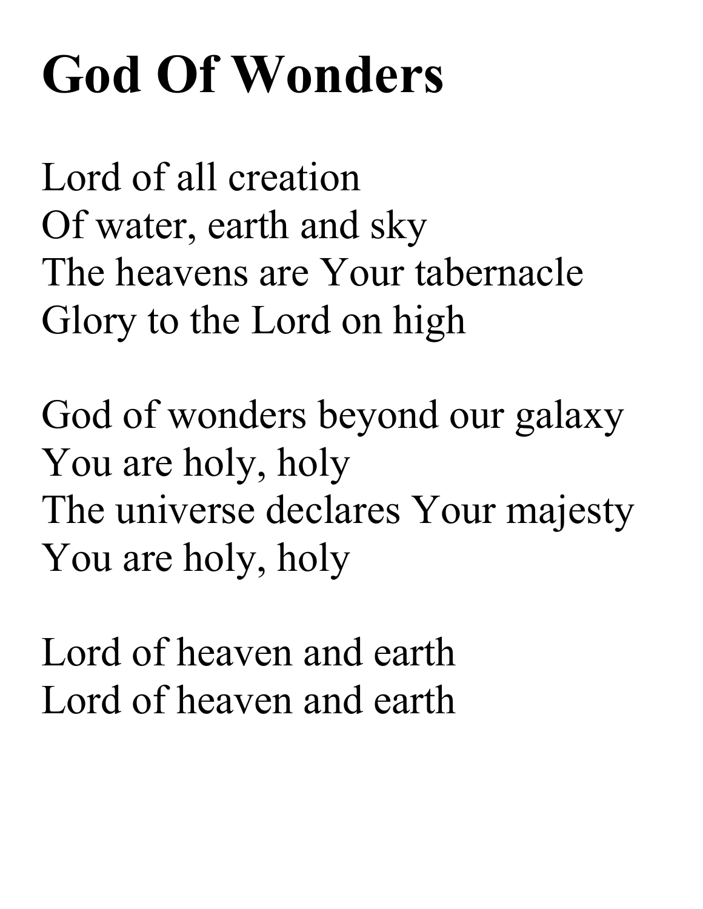# God Of Wonders

Lord of all creation
Of water, earth and sky
The heavens are Your tabernacle
Glory to the Lord on high

God of wonders beyond our galaxy
You are holy, holy
The universe declares Your majesty
You are holy, holy

Lord of heaven and earth
Lord of heaven and earth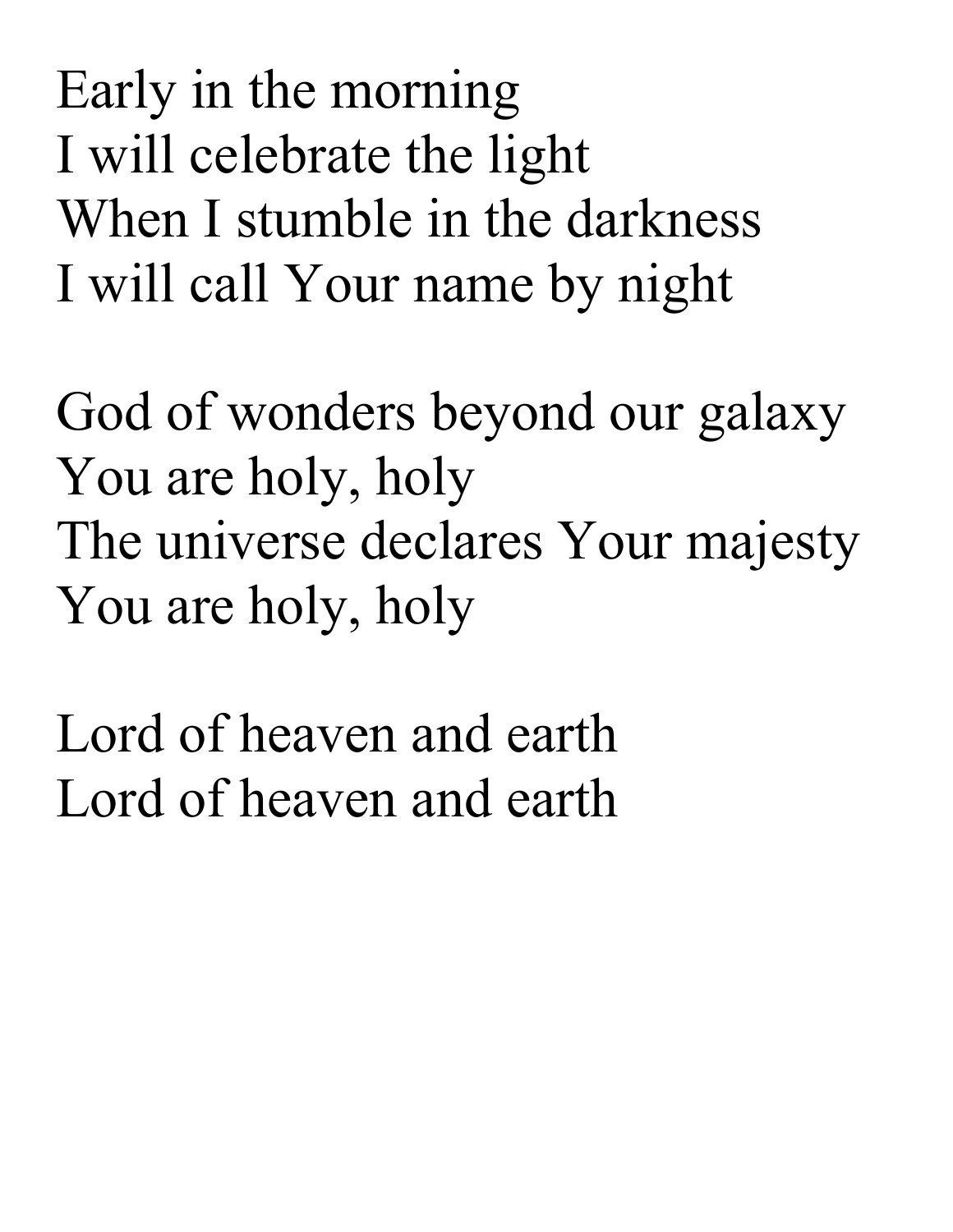Early in the morning
I will celebrate the light
When I stumble in the darkness
I will call Your name by night

God of wonders beyond our galaxy
You are holy, holy
The universe declares Your majesty
You are holy, holy

Lord of heaven and earth
Lord of heaven and earth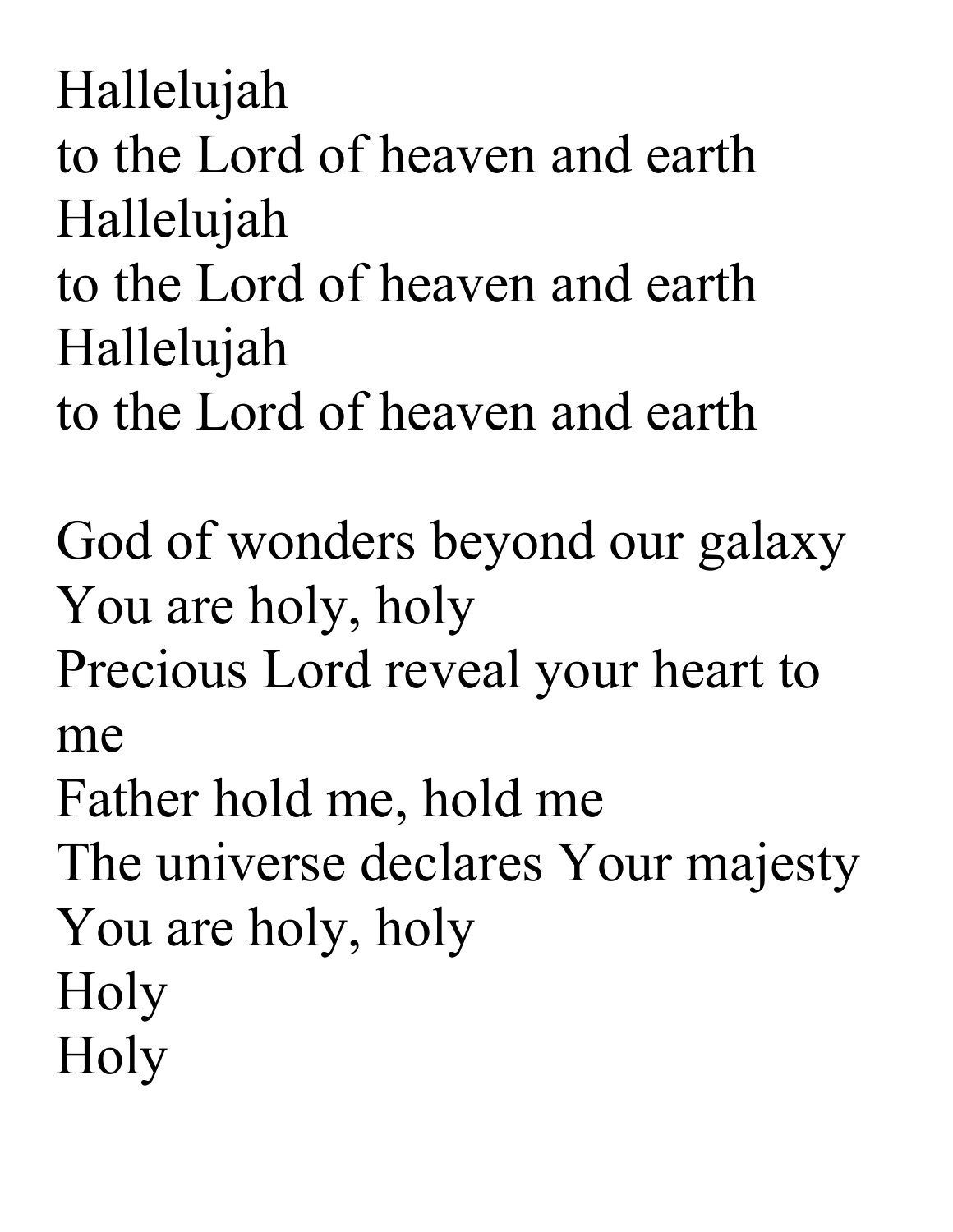Hallelujah
to the Lord of heaven and earth
Hallelujah
to the Lord of heaven and earth
Hallelujah
to the Lord of heaven and earth

God of wonders beyond our galaxy
You are holy, holy
Precious Lord reveal your heart to me
Father hold me, hold me
The universe declares Your majesty
You are holy, holy
Holy
Holy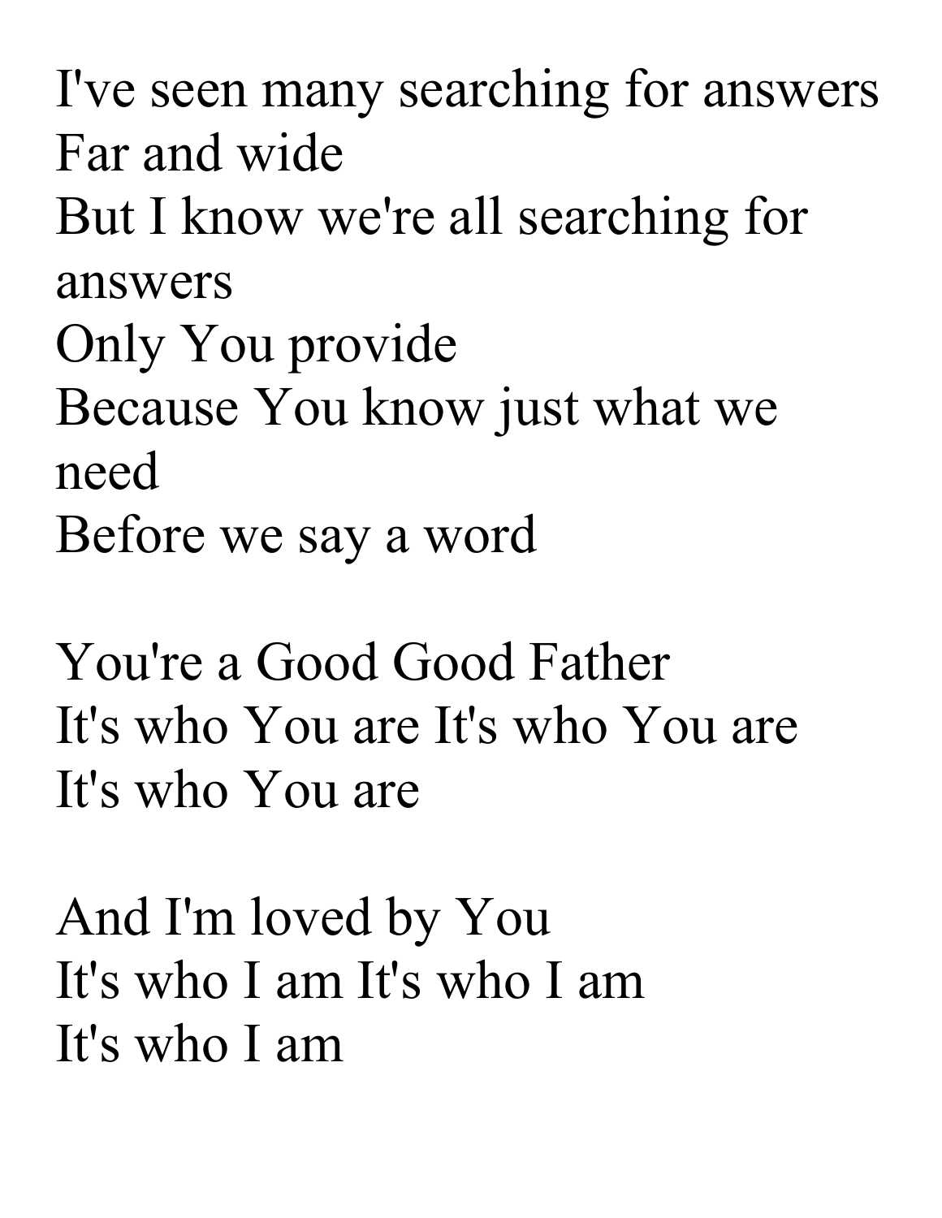I've seen many searching for answers
Far and wide
But I know we're all searching for answers
Only You provide
Because You know just what we need
Before we say a word

You're a Good Good Father
It's who You are It's who You are
It's who You are

And I'm loved by You
It's who I am It's who I am
It's who I am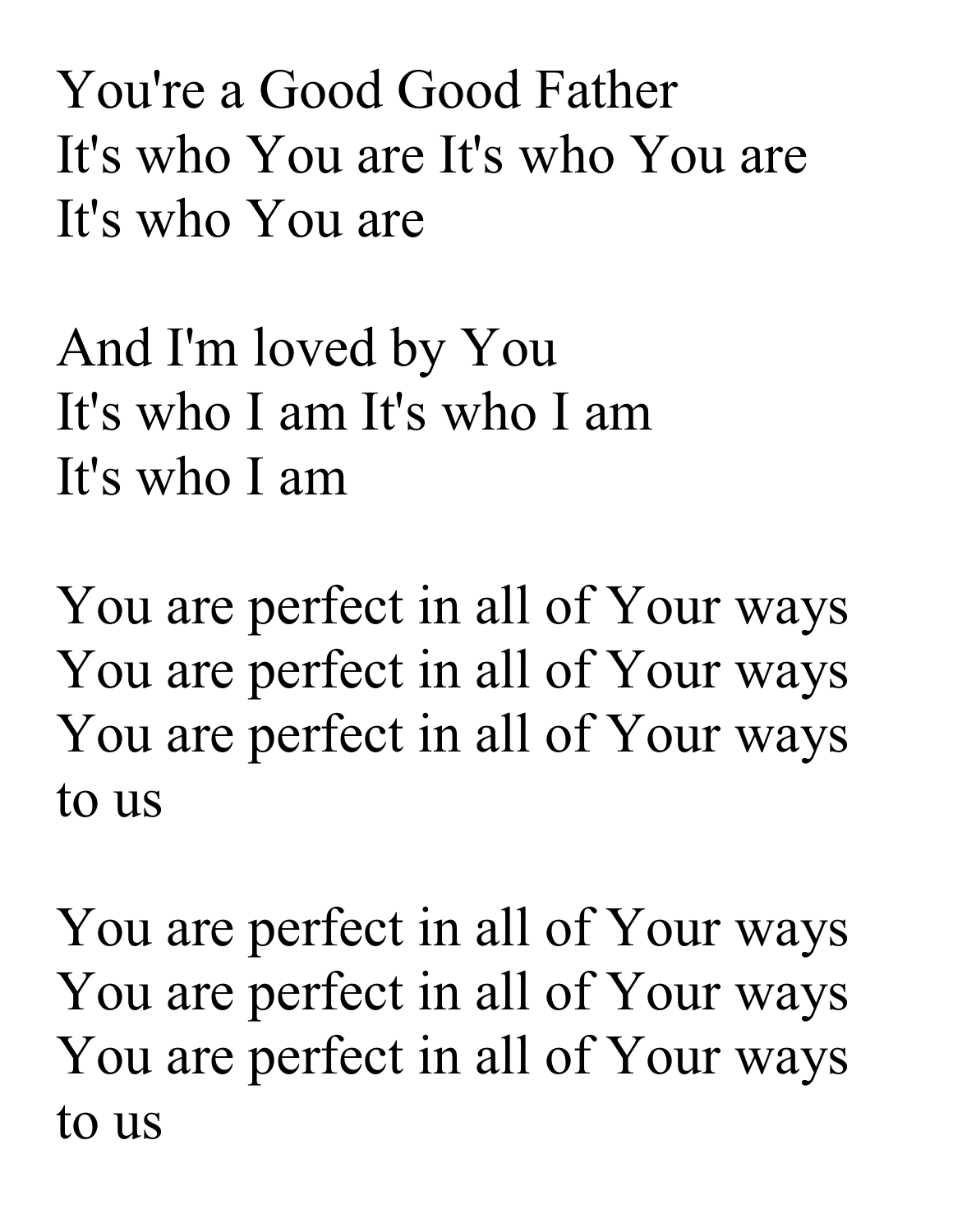You're a Good Good Father
It's who You are It's who You are
It's who You are

And I'm loved by You
It's who I am It's who I am
It's who I am

You are perfect in all of Your ways
You are perfect in all of Your ways
You are perfect in all of Your ways
to us

You are perfect in all of Your ways
You are perfect in all of Your ways
You are perfect in all of Your ways
to us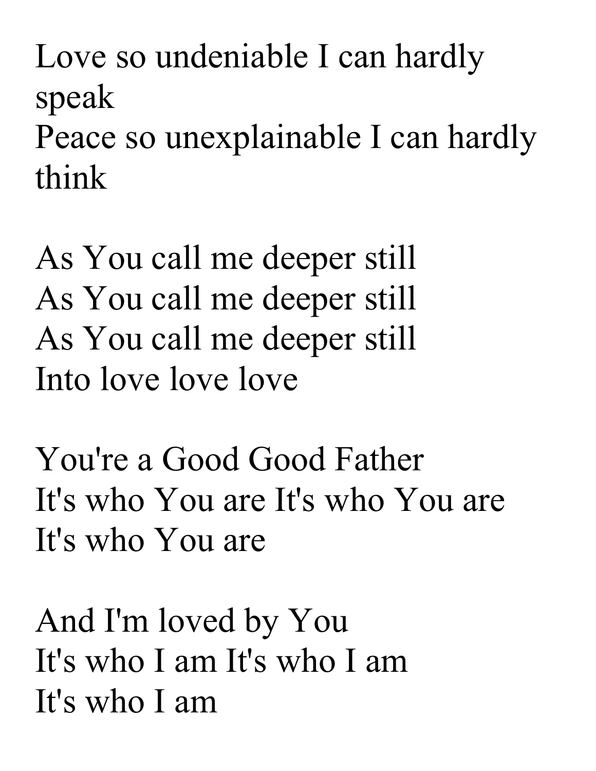Love so undeniable I can hardly speak
Peace so unexplainable I can hardly think

As You call me deeper still
As You call me deeper still
As You call me deeper still
Into love love love

You're a Good Good Father
It's who You are It's who You are
It's who You are

And I'm loved by You
It's who I am It's who I am
It's who I am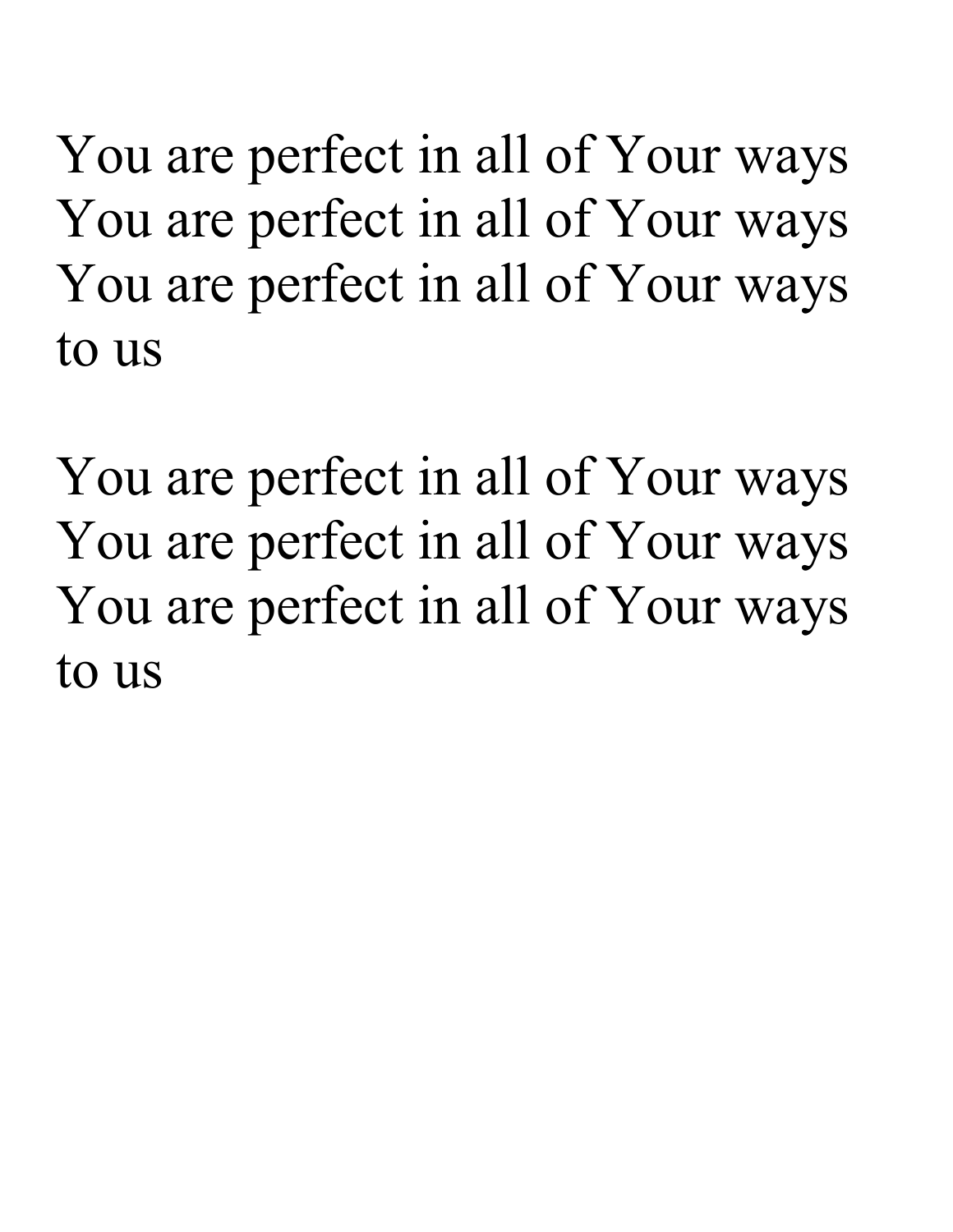You are perfect in all of Your ways
You are perfect in all of Your ways
You are perfect in all of Your ways
to us

You are perfect in all of Your ways
You are perfect in all of Your ways
You are perfect in all of Your ways
to us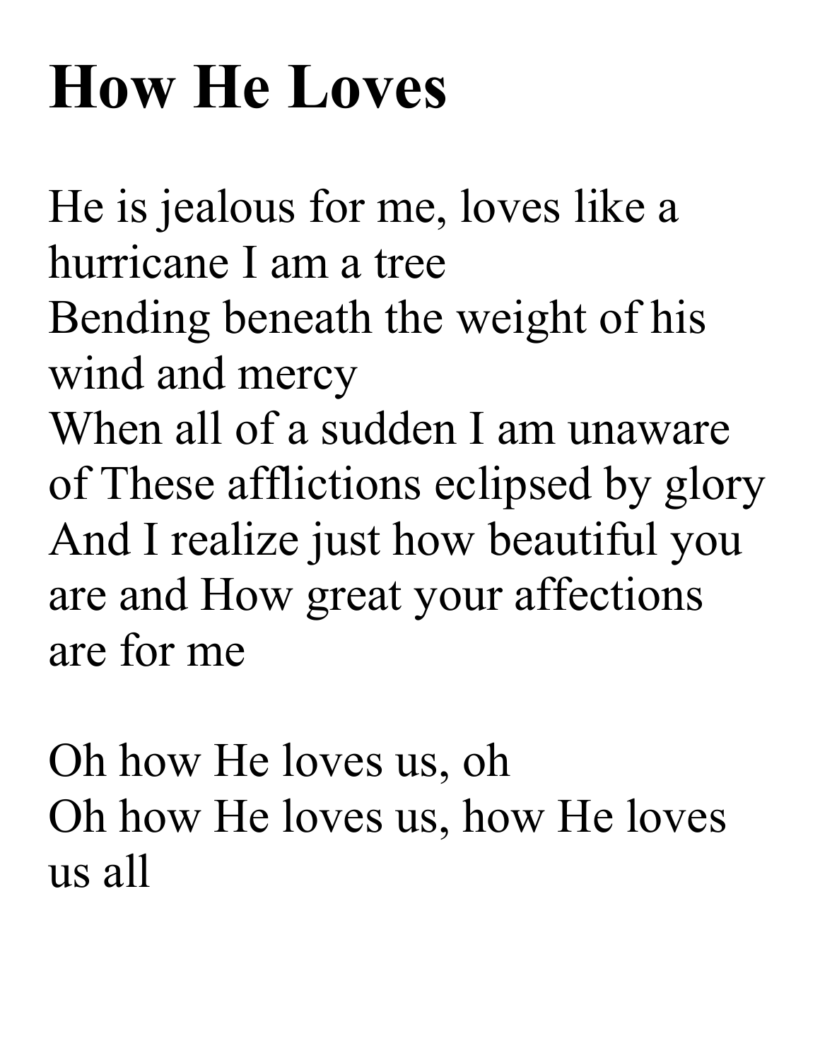# How He Loves

He is jealous for me, loves like a hurricane I am a tree
Bending beneath the weight of his wind and mercy
When all of a sudden I am unaware of These afflictions eclipsed by glory
And I realize just how beautiful you are and How great your affections are for me

Oh how He loves us, oh
Oh how He loves us, how He loves us all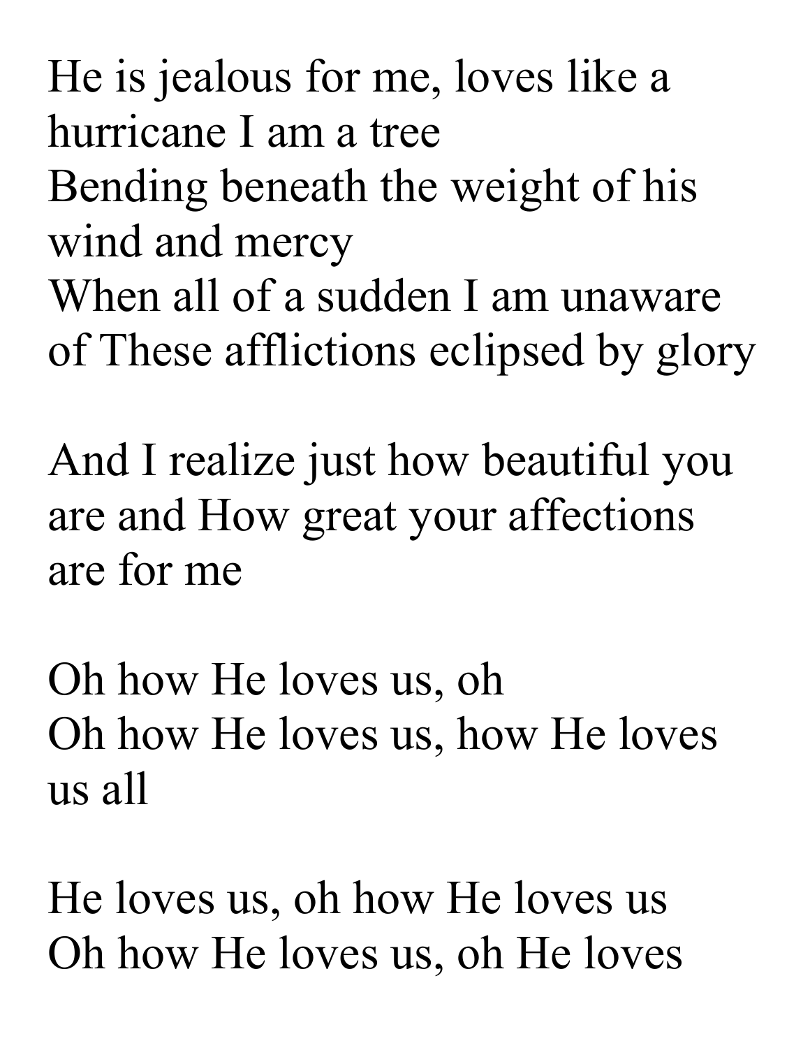He is jealous for me, loves like a hurricane I am a tree
Bending beneath the weight of his wind and mercy
When all of a sudden I am unaware of These afflictions eclipsed by glory

And I realize just how beautiful you are and How great your affections are for me

Oh how He loves us, oh
Oh how He loves us, how He loves us all

He loves us, oh how He loves us
Oh how He loves us, oh He loves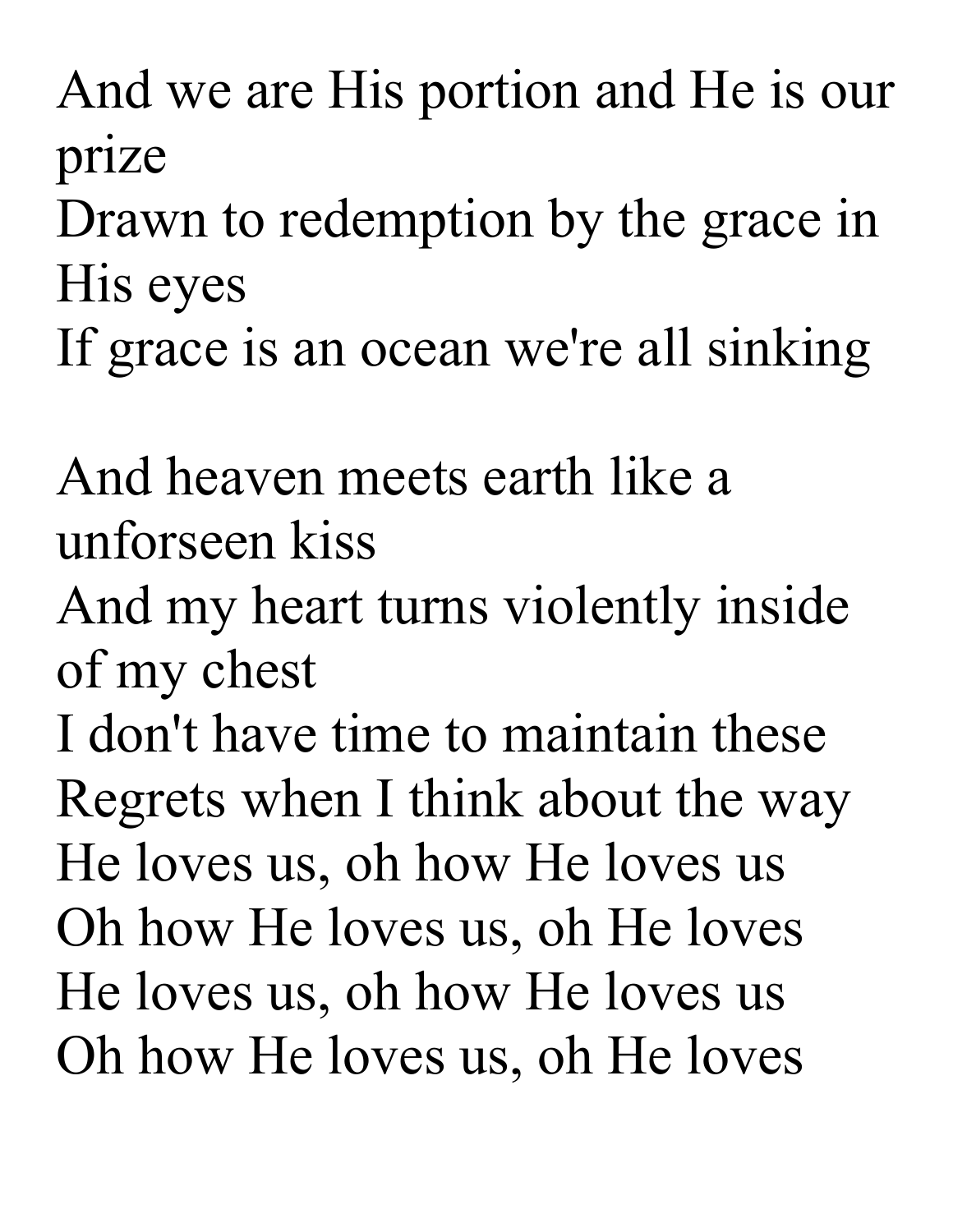And we are His portion and He is our prize
Drawn to redemption by the grace in His eyes
If grace is an ocean we're all sinking

And heaven meets earth like a unforseen kiss
And my heart turns violently inside of my chest
I don't have time to maintain these
Regrets when I think about the way
He loves us, oh how He loves us
Oh how He loves us, oh He loves
He loves us, oh how He loves us
Oh how He loves us, oh He loves